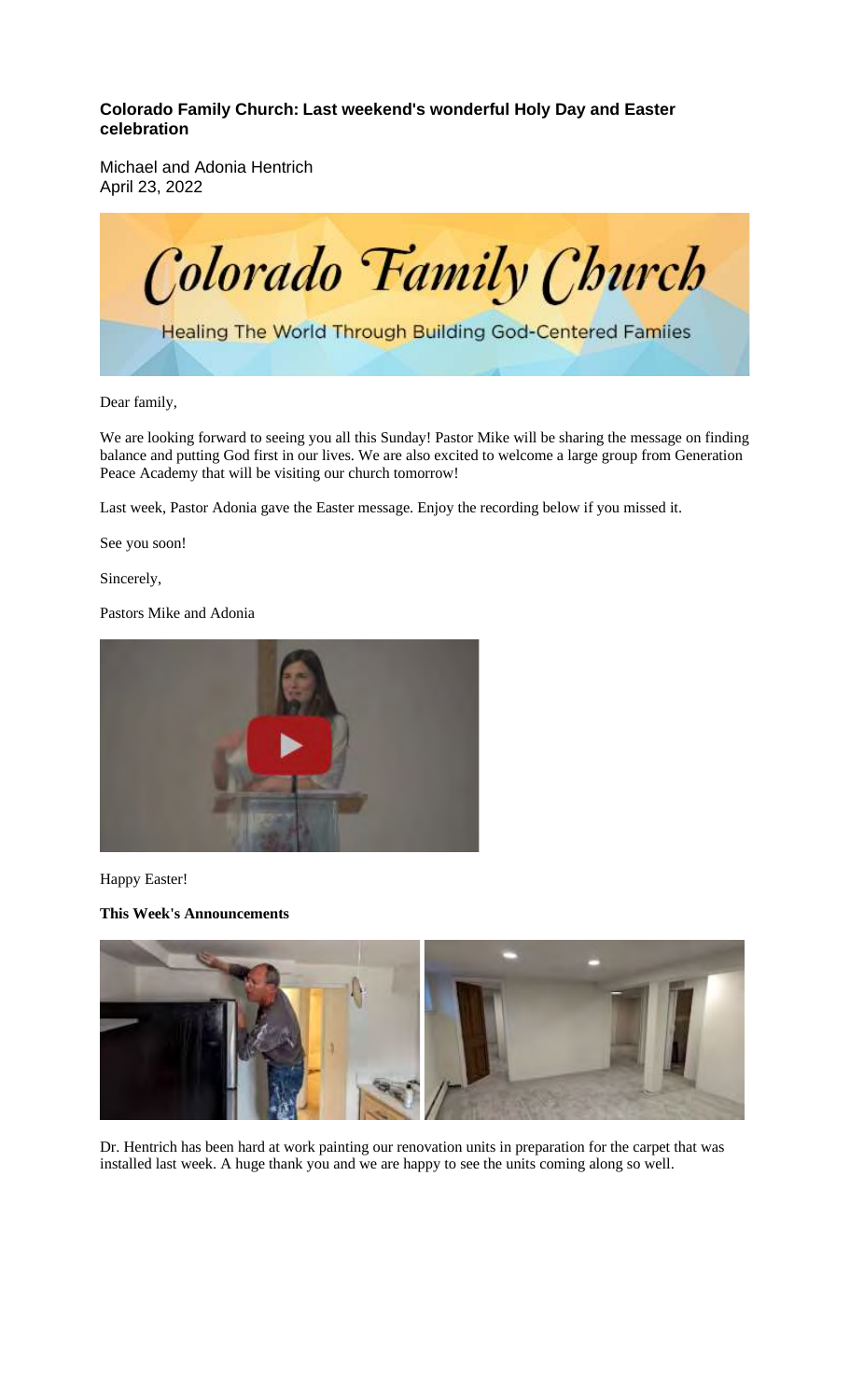**Colorado Family Church: Last weekend's wonderful Holy Day and Easter celebration**

Michael and Adonia Hentrich
April 23, 2022

Dear family,

We are looking forward to seeing you all this Sunday! Pastor Mike will be sharing the message on finding balance and putting God first in our lives. We are also excited to welcome a large group from Generation Peace Academy that will be visiting our church tomorrow!

Last week, Pastor Adonia gave the Easter message. Enjoy the recording below if you missed it.

See you soon!

Sincerely,

Pastors Mike and Adonia

Happy Easter!

**This Week's Announcements**

Dr. Hentrich has been hard at work painting our renovation units in preparation for the carpet that was installed last week. A huge thank you and we are happy to see the units coming along so well.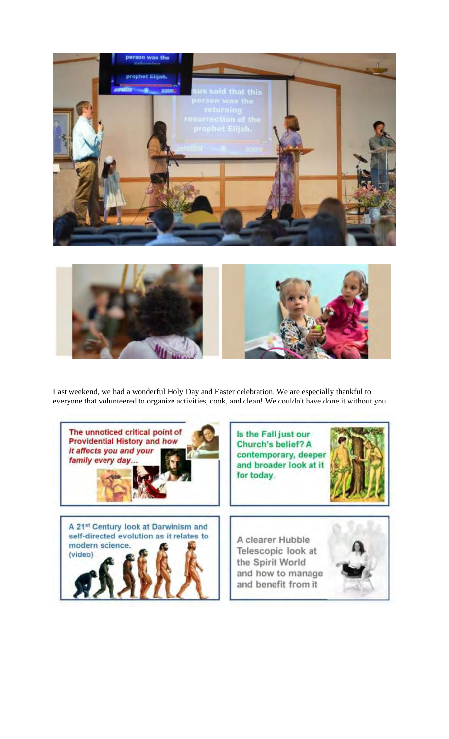Last weekend, we had a wonderful Holy Day and Easter celebration. We are especially thankful to everyone that volunteered to organize activities, cook, and clean! We couldn't have done it without you.

The unnoticed critical point of Providential History and *how it affects you and your family every day*...

Is the Fall just our Church's belief? A contemporary, deeper and broader look at it for today.

A 21st Century look at Darwinism and self-directed evolution as it relates to modern science. (video)

A clearer Hubble Telescopic look at the Spirit World and how to manage and benefit from it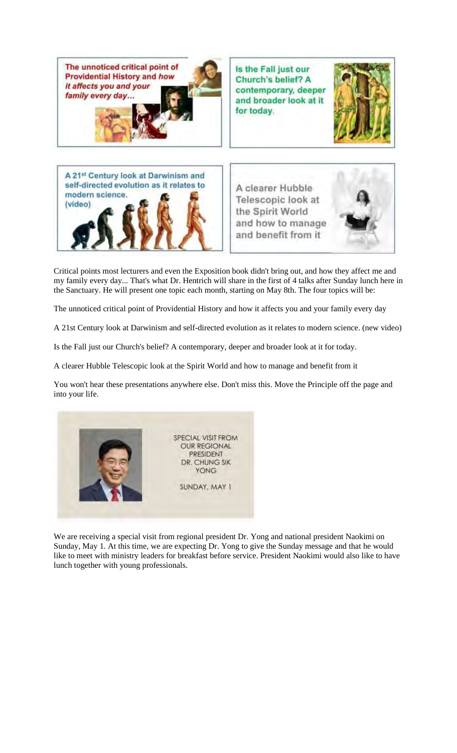The unnoticed critical point of Providential History and *how it affects you and your family every day...*

Is the Fall just our Church's belief? A contemporary, deeper and broader look at it for today.

A 21st Century look at Darwinism and self-directed evolution as it relates to modern science. (video)

A clearer Hubble Telescopic look at the Spirit World and how to manage and benefit from it

Critical points most lecturers and even the Exposition book didn't bring out, and how they affect me and my family every day... That's what Dr. Hentrich will share in the first of 4 talks after Sunday lunch here in the Sanctuary. He will present one topic each month, starting on May 8th. The four topics will be:

The unnoticed critical point of Providential History and how it affects you and your family every day

A 21st Century look at Darwinism and self-directed evolution as it relates to modern science. (new video)

Is the Fall just our Church's belief? A contemporary, deeper and broader look at it for today.

A clearer Hubble Telescopic look at the Spirit World and how to manage and benefit from it

You won't hear these presentations anywhere else. Don't miss this. Move the Principle off the page and into your life.

SPECIAL VISIT FROM OUR REGIONAL PRESIDENT DR. CHUNG SIK YONG

SUNDAY, MAY 1

We are receiving a special visit from regional president Dr. Yong and national president Naokimi on Sunday, May 1. At this time, we are expecting Dr. Yong to give the Sunday message and that he would like to meet with ministry leaders for breakfast before service. President Naokimi would also like to have lunch together with young professionals.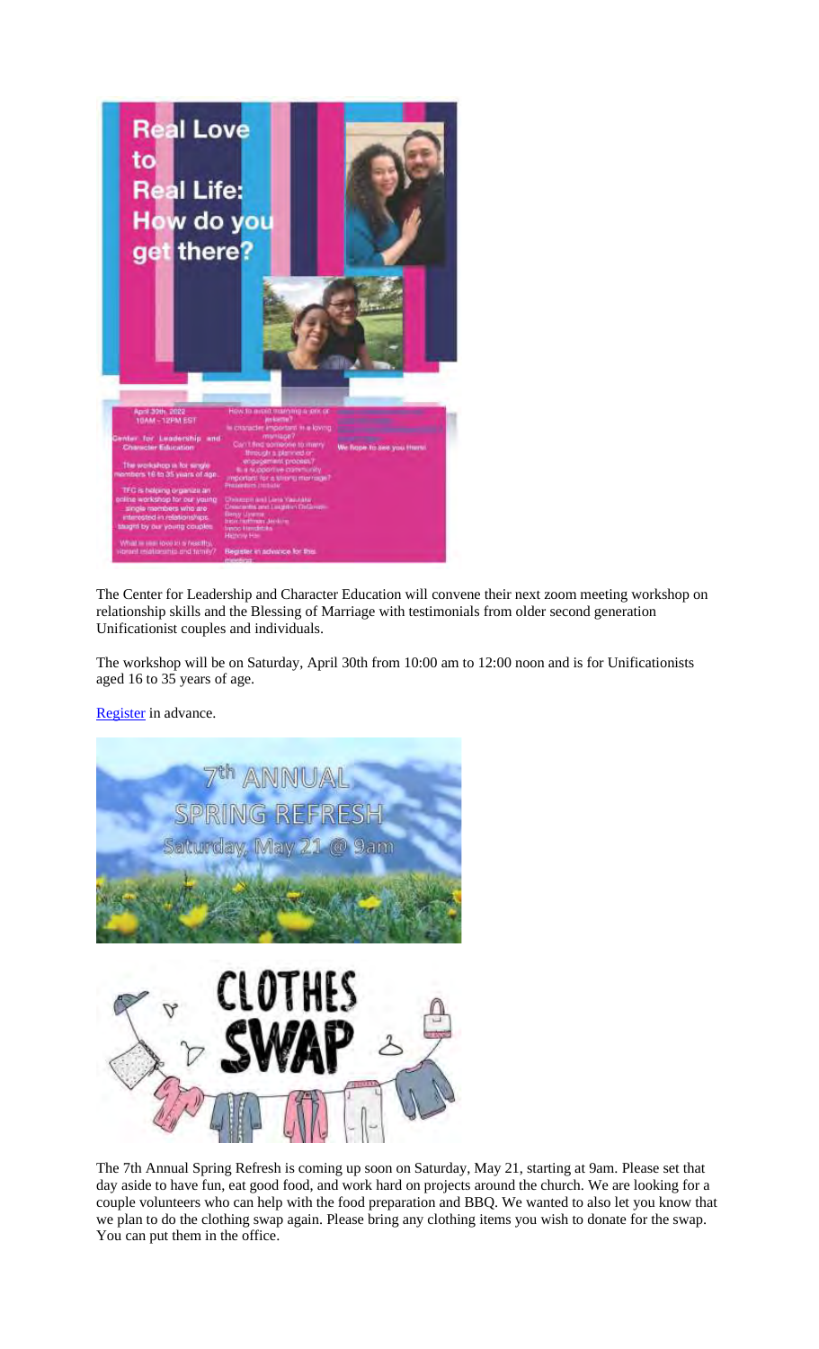The Center for Leadership and Character Education will convene their next zoom meeting workshop on relationship skills and the Blessing of Marriage with testimonials from older second generation Unificationist couples and individuals.

The workshop will be on Saturday, April 30th from 10:00 am to 12:00 noon and is for Unificationists aged 16 to 35 years of age.

[Register](#) in advance.

The 7th Annual Spring Refresh is coming up soon on Saturday, May 21, starting at 9am. Please set that day aside to have fun, eat good food, and work hard on projects around the church. We are looking for a couple volunteers who can help with the food preparation and BBQ. We wanted to also let you know that we plan to do the clothing swap again. Please bring any clothing items you wish to donate for the swap. You can put them in the office.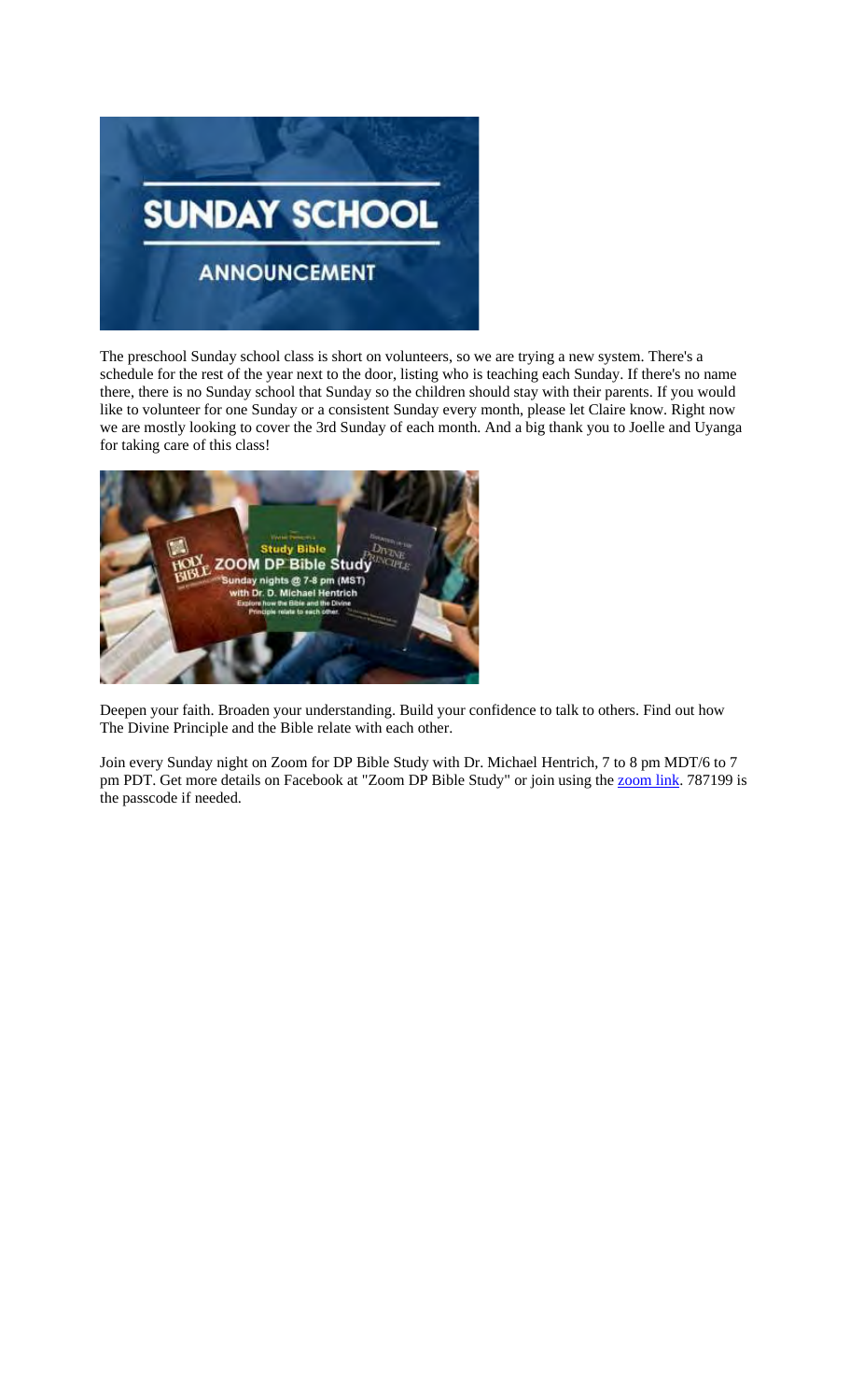SUNDAY SCHOOL

ANNOUNCEMENT

The preschool Sunday school class is short on volunteers, so we are trying a new system. There's a schedule for the rest of the year next to the door, listing who is teaching each Sunday. If there's no name there, there is no Sunday school that Sunday so the children should stay with their parents. If you would like to volunteer for one Sunday or a consistent Sunday every month, please let Claire know. Right now we are mostly looking to cover the 3rd Sunday of each month. And a big thank you to Joelle and Uyanga for taking care of this class!

ZOOM DP Bible Study

Sunday nights @ 7-8 pm (MST)

with Dr. D. Michael Hentrich

Explore how the Bible and the Divine Principle relate to each other.

Deepen your faith. Broaden your understanding. Build your confidence to talk to others. Find out how The Divine Principle and the Bible relate with each other.

Join every Sunday night on Zoom for DP Bible Study with Dr. Michael Hentrich, 7 to 8 pm MDT/6 to 7 pm PDT. Get more details on Facebook at "Zoom DP Bible Study" or join using the zoom link. 787199 is the passcode if needed.